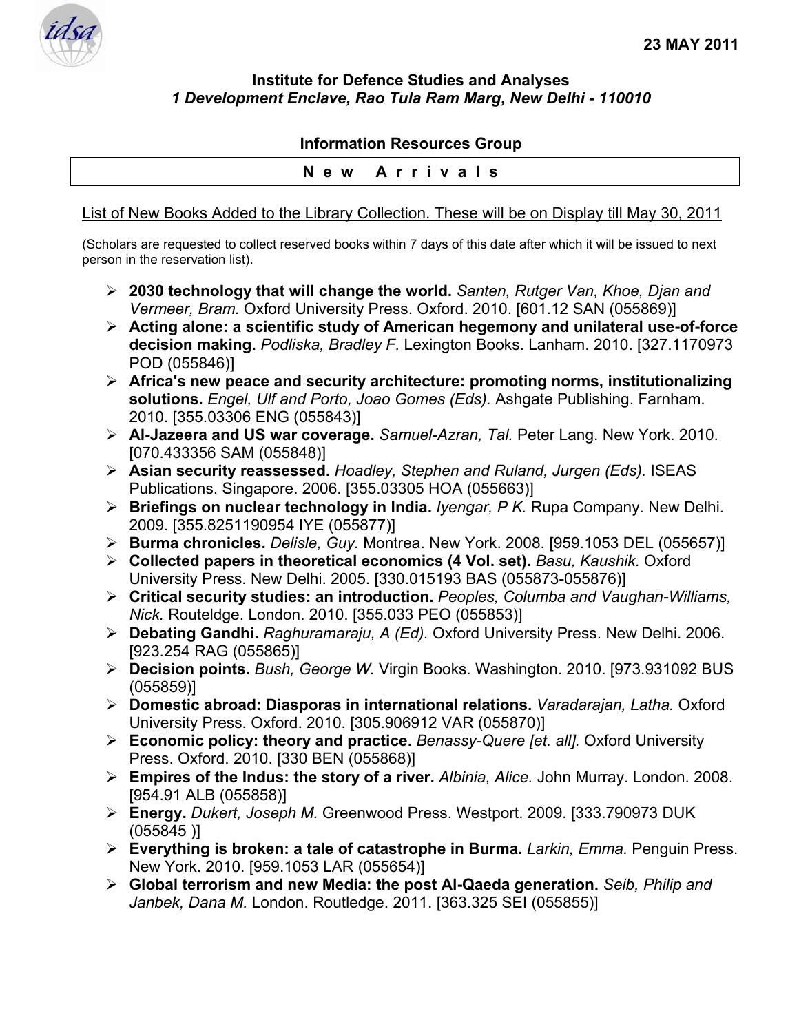23 MAY 2011

**Institute for Defence Studies and Analyses**
***1 Development Enclave, Rao Tula Ram Marg, New Delhi - 110010***

**Information Resources Group**

## N e w A r r i v a l s

List of New Books Added to the Library Collection. These will be on Display till May 30, 2011

(Scholars are requested to collect reserved books within 7 days of this date after which it will be issued to next person in the reservation list).

- **2030 technology that will change the world.** *Santen, Rutger Van, Khoe, Djan and Vermeer, Bram.* Oxford University Press. Oxford. 2010. [601.12 SAN (055869)]
- **Acting alone: a scientific study of American hegemony and unilateral use-of-force decision making.** *Podliska, Bradley F.* Lexington Books. Lanham. 2010. [327.1170973 POD (055846)]
- **Africa's new peace and security architecture: promoting norms, institutionalizing solutions.** *Engel, Ulf and Porto, Joao Gomes (Eds).* Ashgate Publishing. Farnham. 2010. [355.03306 ENG (055843)]
- **Al-Jazeera and US war coverage.** *Samuel-Azran, Tal.* Peter Lang. New York. 2010. [070.433356 SAM (055848)]
- **Asian security reassessed.** *Hoadley, Stephen and Ruland, Jurgen (Eds).* ISEAS Publications. Singapore. 2006. [355.03305 HOA (055663)]
- **Briefings on nuclear technology in India.** *Iyengar, P K.* Rupa Company. New Delhi. 2009. [355.8251190954 IYE (055877)]
- **Burma chronicles.** *Delisle, Guy.* Montrea. New York. 2008. [959.1053 DEL (055657)]
- **Collected papers in theoretical economics (4 Vol. set).** *Basu, Kaushik.* Oxford University Press. New Delhi. 2005. [330.015193 BAS (055873-055876)]
- **Critical security studies: an introduction.** *Peoples, Columba and Vaughan-Williams, Nick.* Routeldge. London. 2010. [355.033 PEO (055853)]
- **Debating Gandhi.** *Raghuramaraju, A (Ed).* Oxford University Press. New Delhi. 2006. [923.254 RAG (055865)]
- **Decision points.** *Bush, George W.* Virgin Books. Washington. 2010. [973.931092 BUS (055859)]
- **Domestic abroad: Diasporas in international relations.** *Varadarajan, Latha.* Oxford University Press. Oxford. 2010. [305.906912 VAR (055870)]
- **Economic policy: theory and practice.** *Benassy-Quere [et. all].* Oxford University Press. Oxford. 2010. [330 BEN (055868)]
- **Empires of the Indus: the story of a river.** *Albinia, Alice.* John Murray. London. 2008. [954.91 ALB (055858)]
- **Energy.** *Dukert, Joseph M.* Greenwood Press. Westport. 2009. [333.790973 DUK (055845 )]
- **Everything is broken: a tale of catastrophe in Burma.** *Larkin, Emma.* Penguin Press. New York. 2010. [959.1053 LAR (055654)]
- **Global terrorism and new Media: the post Al-Qaeda generation.** *Seib, Philip and Janbek, Dana M.* London. Routledge. 2011. [363.325 SEI (055855)]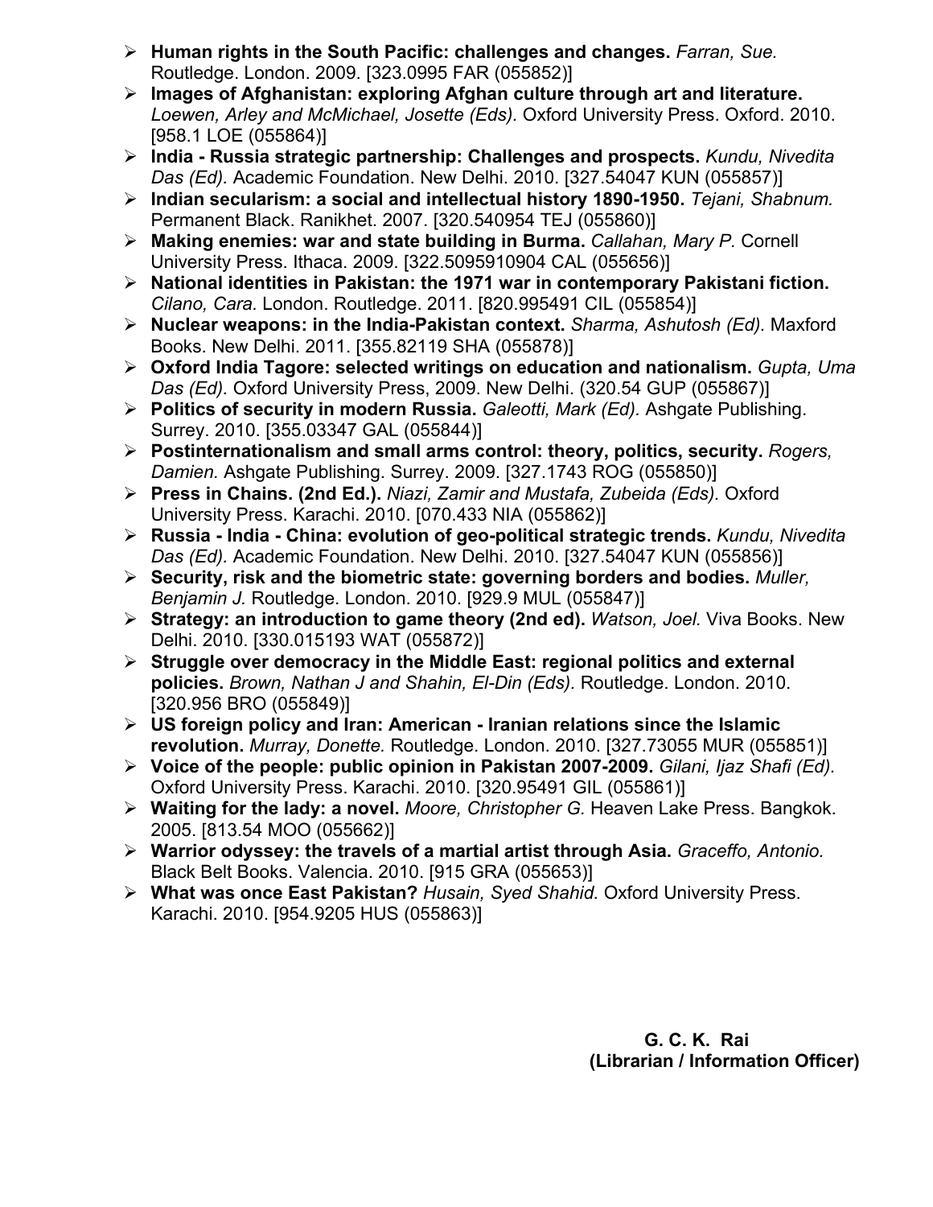- **Human rights in the South Pacific: challenges and changes.** *Farran, Sue.* Routledge. London. 2009. [323.0995 FAR (055852)]
- **Images of Afghanistan: exploring Afghan culture through art and literature.** *Loewen, Arley and McMichael, Josette (Eds).* Oxford University Press. Oxford. 2010. [958.1 LOE (055864)]
- **India - Russia strategic partnership: Challenges and prospects.** *Kundu, Nivedita Das (Ed).* Academic Foundation. New Delhi. 2010. [327.54047 KUN (055857)]
- **Indian secularism: a social and intellectual history 1890-1950.** *Tejani, Shabnum.* Permanent Black. Ranikhet. 2007. [320.540954 TEJ (055860)]
- **Making enemies: war and state building in Burma.** *Callahan, Mary P.* Cornell University Press. Ithaca. 2009. [322.5095910904 CAL (055656)]
- **National identities in Pakistan: the 1971 war in contemporary Pakistani fiction.** *Cilano, Cara.* London. Routledge. 2011. [820.995491 CIL (055854)]
- **Nuclear weapons: in the India-Pakistan context.** *Sharma, Ashutosh (Ed).* Maxford Books. New Delhi. 2011. [355.82119 SHA (055878)]
- **Oxford India Tagore: selected writings on education and nationalism.** *Gupta, Uma Das (Ed).* Oxford University Press, 2009. New Delhi. (320.54 GUP (055867)]
- **Politics of security in modern Russia.** *Galeotti, Mark (Ed).* Ashgate Publishing. Surrey. 2010. [355.03347 GAL (055844)]
- **Postinternationalism and small arms control: theory, politics, security.** *Rogers, Damien.* Ashgate Publishing. Surrey. 2009. [327.1743 ROG (055850)]
- **Press in Chains. (2nd Ed.).** *Niazi, Zamir and Mustafa, Zubeida (Eds).* Oxford University Press. Karachi. 2010. [070.433 NIA (055862)]
- **Russia - India - China: evolution of geo-political strategic trends.** *Kundu, Nivedita Das (Ed).* Academic Foundation. New Delhi. 2010. [327.54047 KUN (055856)]
- **Security, risk and the biometric state: governing borders and bodies.** *Muller, Benjamin J.* Routledge. London. 2010. [929.9 MUL (055847)]
- **Strategy: an introduction to game theory (2nd ed).** *Watson, Joel.* Viva Books. New Delhi. 2010. [330.015193 WAT (055872)]
- **Struggle over democracy in the Middle East: regional politics and external policies.** *Brown, Nathan J and Shahin, El-Din (Eds).* Routledge. London. 2010. [320.956 BRO (055849)]
- **US foreign policy and Iran: American - Iranian relations since the Islamic revolution.** *Murray, Donette.* Routledge. London. 2010. [327.73055 MUR (055851)]
- **Voice of the people: public opinion in Pakistan 2007-2009.** *Gilani, Ijaz Shafi (Ed).* Oxford University Press. Karachi. 2010. [320.95491 GIL (055861)]
- **Waiting for the lady: a novel.** *Moore, Christopher G.* Heaven Lake Press. Bangkok. 2005. [813.54 MOO (055662)]
- **Warrior odyssey: the travels of a martial artist through Asia.** *Graceffo, Antonio.* Black Belt Books. Valencia. 2010. [915 GRA (055653)]
- **What was once East Pakistan?** *Husain, Syed Shahid.* Oxford University Press. Karachi. 2010. [954.9205 HUS (055863)]

**G. C. K. Rai**
**(Librarian / Information Officer)**